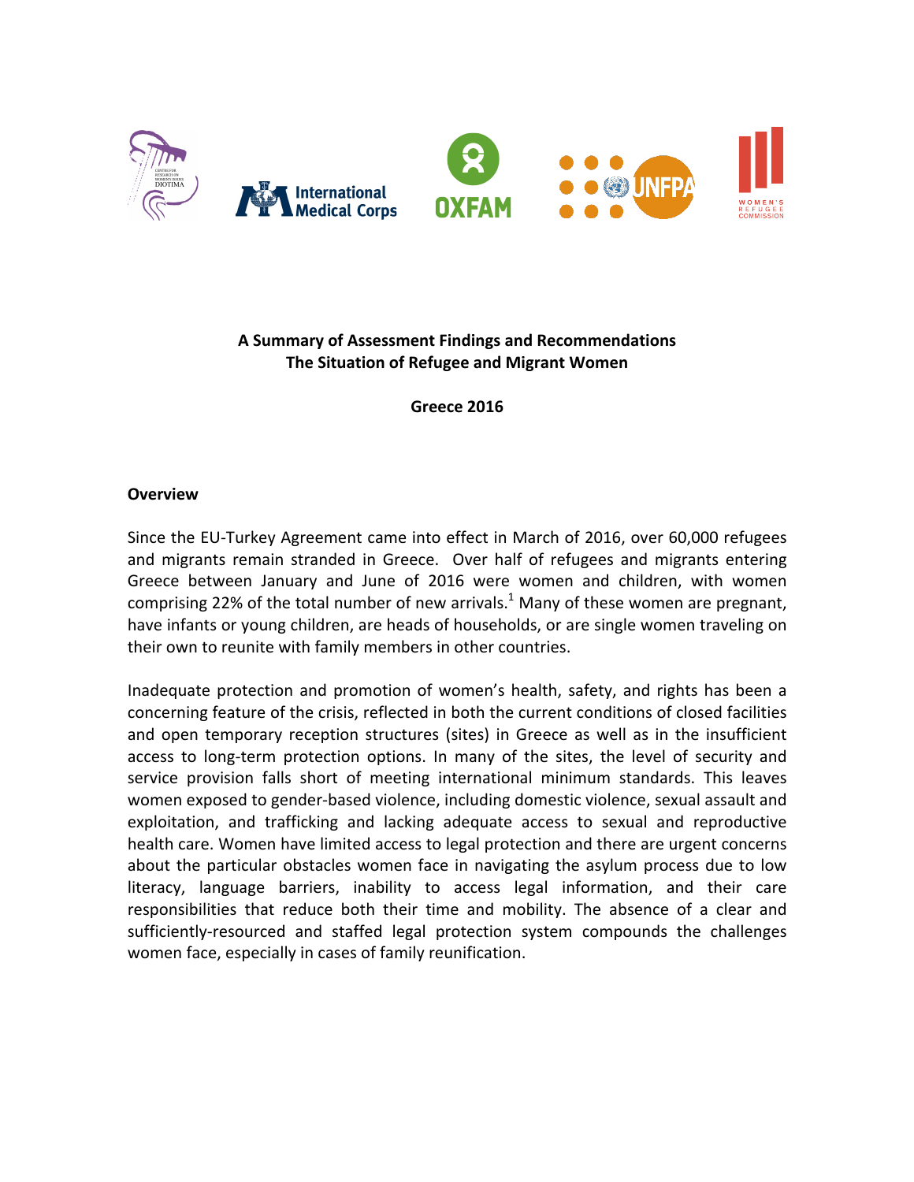# A Summary of Assessment Findings and Recommendations
# The Situation of Refugee and Migrant Women

**Greece 2016**

## Overview

Since the EU-Turkey Agreement came into effect in March of 2016, over 60,000 refugees and migrants remain stranded in Greece. Over half of refugees and migrants entering Greece between January and June of 2016 were women and children, with women comprising 22% of the total number of new arrivals.[1] Many of these women are pregnant, have infants or young children, are heads of households, or are single women traveling on their own to reunite with family members in other countries.

Inadequate protection and promotion of women's health, safety, and rights has been a concerning feature of the crisis, reflected in both the current conditions of closed facilities and open temporary reception structures (sites) in Greece as well as in the insufficient access to long-term protection options. In many of the sites, the level of security and service provision falls short of meeting international minimum standards. This leaves women exposed to gender-based violence, including domestic violence, sexual assault and exploitation, and trafficking and lacking adequate access to sexual and reproductive health care. Women have limited access to legal protection and there are urgent concerns about the particular obstacles women face in navigating the asylum process due to low literacy, language barriers, inability to access legal information, and their care responsibilities that reduce both their time and mobility. The absence of a clear and sufficiently-resourced and staffed legal protection system compounds the challenges women face, especially in cases of family reunification.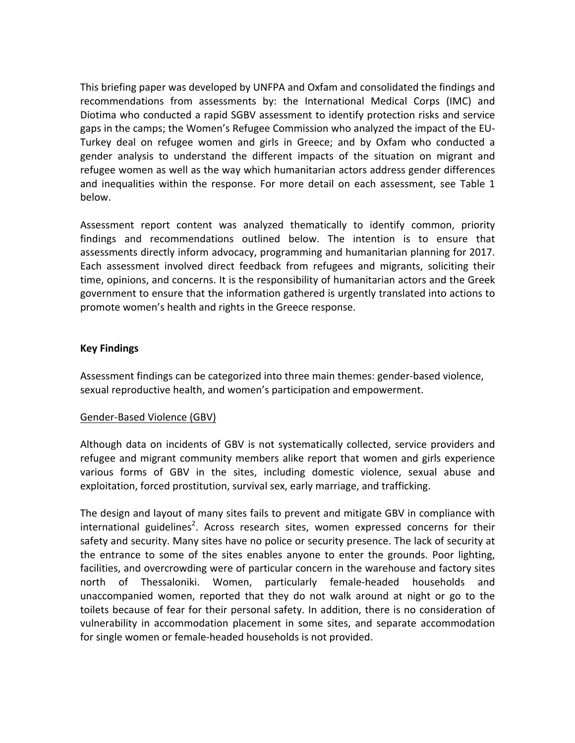This briefing paper was developed by UNFPA and Oxfam and consolidated the findings and recommendations from assessments by: the International Medical Corps (IMC) and Diotima who conducted a rapid SGBV assessment to identify protection risks and service gaps in the camps; the Women's Refugee Commission who analyzed the impact of the EU-Turkey deal on refugee women and girls in Greece; and by Oxfam who conducted a gender analysis to understand the different impacts of the situation on migrant and refugee women as well as the way which humanitarian actors address gender differences and inequalities within the response. For more detail on each assessment, see Table 1 below.

Assessment report content was analyzed thematically to identify common, priority findings and recommendations outlined below. The intention is to ensure that assessments directly inform advocacy, programming and humanitarian planning for 2017. Each assessment involved direct feedback from refugees and migrants, soliciting their time, opinions, and concerns. It is the responsibility of humanitarian actors and the Greek government to ensure that the information gathered is urgently translated into actions to promote women's health and rights in the Greece response.

**Key Findings**

Assessment findings can be categorized into three main themes: gender-based violence, sexual reproductive health, and women's participation and empowerment.

<u>Gender-Based Violence (GBV)</u>

Although data on incidents of GBV is not systematically collected, service providers and refugee and migrant community members alike report that women and girls experience various forms of GBV in the sites, including domestic violence, sexual abuse and exploitation, forced prostitution, survival sex, early marriage, and trafficking.

The design and layout of many sites fails to prevent and mitigate GBV in compliance with international guidelines[2]. Across research sites, women expressed concerns for their safety and security. Many sites have no police or security presence. The lack of security at the entrance to some of the sites enables anyone to enter the grounds. Poor lighting, facilities, and overcrowding were of particular concern in the warehouse and factory sites north of Thessaloniki. Women, particularly female-headed households and unaccompanied women, reported that they do not walk around at night or go to the toilets because of fear for their personal safety. In addition, there is no consideration of vulnerability in accommodation placement in some sites, and separate accommodation for single women or female-headed households is not provided.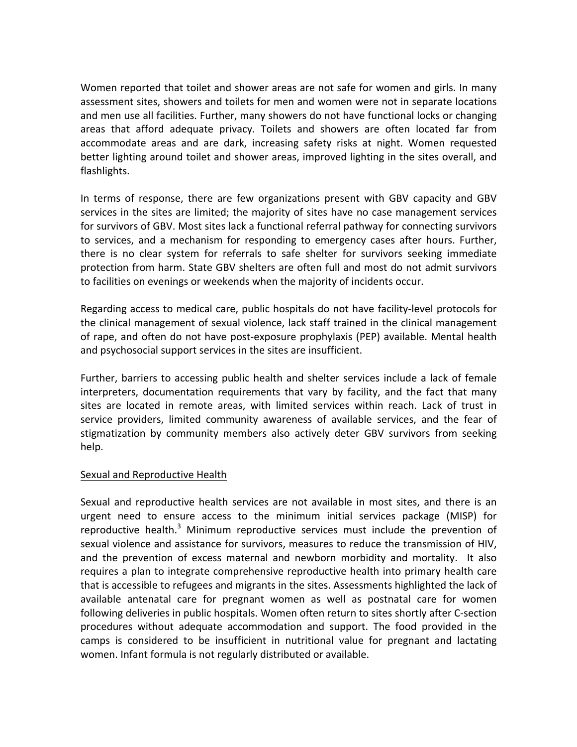Women reported that toilet and shower areas are not safe for women and girls. In many assessment sites, showers and toilets for men and women were not in separate locations and men use all facilities. Further, many showers do not have functional locks or changing areas that afford adequate privacy. Toilets and showers are often located far from accommodate areas and are dark, increasing safety risks at night. Women requested better lighting around toilet and shower areas, improved lighting in the sites overall, and flashlights.

In terms of response, there are few organizations present with GBV capacity and GBV services in the sites are limited; the majority of sites have no case management services for survivors of GBV. Most sites lack a functional referral pathway for connecting survivors to services, and a mechanism for responding to emergency cases after hours. Further, there is no clear system for referrals to safe shelter for survivors seeking immediate protection from harm. State GBV shelters are often full and most do not admit survivors to facilities on evenings or weekends when the majority of incidents occur.

Regarding access to medical care, public hospitals do not have facility-level protocols for the clinical management of sexual violence, lack staff trained in the clinical management of rape, and often do not have post-exposure prophylaxis (PEP) available. Mental health and psychosocial support services in the sites are insufficient.

Further, barriers to accessing public health and shelter services include a lack of female interpreters, documentation requirements that vary by facility, and the fact that many sites are located in remote areas, with limited services within reach. Lack of trust in service providers, limited community awareness of available services, and the fear of stigmatization by community members also actively deter GBV survivors from seeking help.

<u>Sexual and Reproductive Health</u>

Sexual and reproductive health services are not available in most sites, and there is an urgent need to ensure access to the minimum initial services package (MISP) for reproductive health.[3] Minimum reproductive services must include the prevention of sexual violence and assistance for survivors, measures to reduce the transmission of HIV, and the prevention of excess maternal and newborn morbidity and mortality. It also requires a plan to integrate comprehensive reproductive health into primary health care that is accessible to refugees and migrants in the sites. Assessments highlighted the lack of available antenatal care for pregnant women as well as postnatal care for women following deliveries in public hospitals. Women often return to sites shortly after C-section procedures without adequate accommodation and support. The food provided in the camps is considered to be insufficient in nutritional value for pregnant and lactating women. Infant formula is not regularly distributed or available.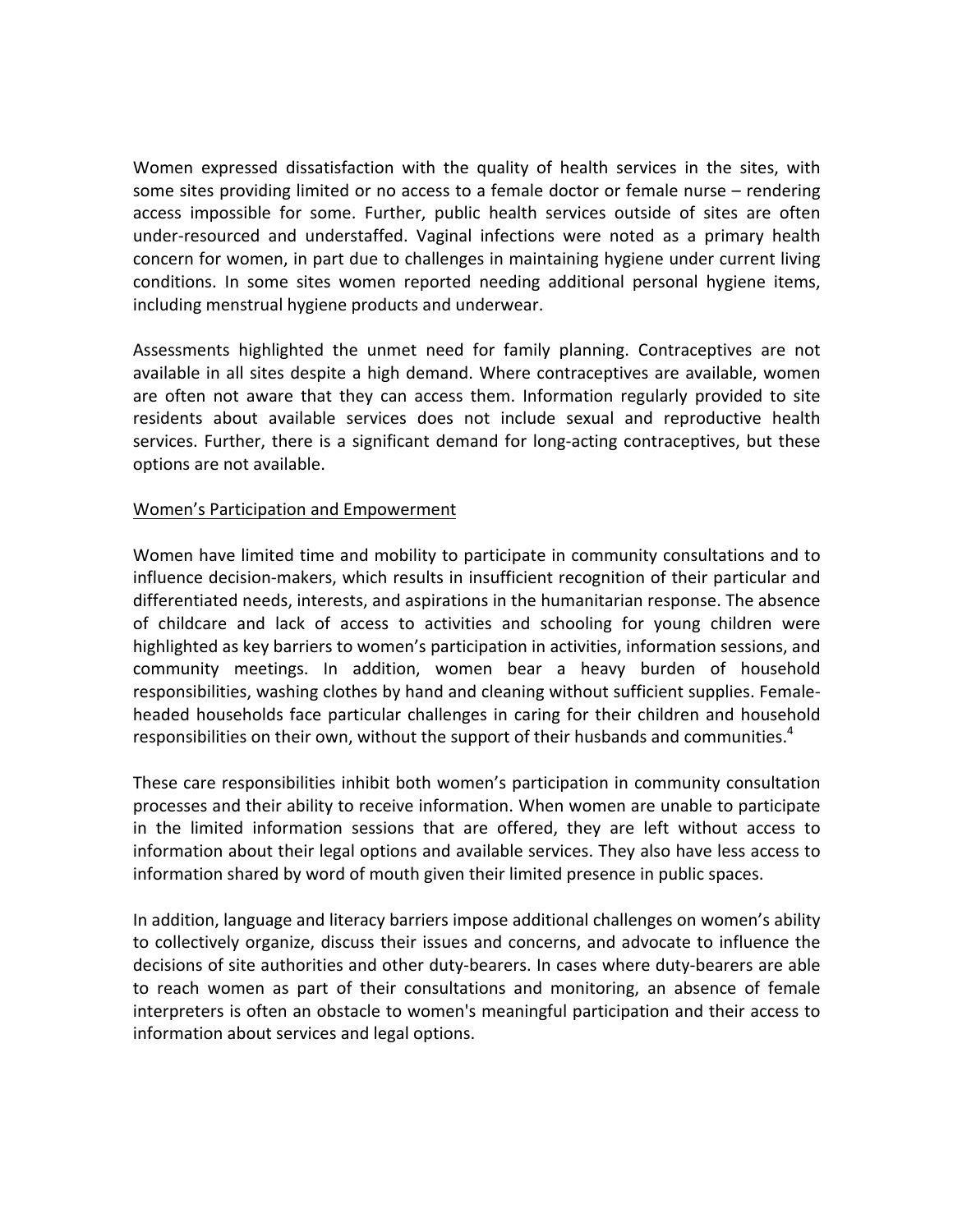Women expressed dissatisfaction with the quality of health services in the sites, with some sites providing limited or no access to a female doctor or female nurse – rendering access impossible for some. Further, public health services outside of sites are often under-resourced and understaffed. Vaginal infections were noted as a primary health concern for women, in part due to challenges in maintaining hygiene under current living conditions. In some sites women reported needing additional personal hygiene items, including menstrual hygiene products and underwear.

Assessments highlighted the unmet need for family planning. Contraceptives are not available in all sites despite a high demand. Where contraceptives are available, women are often not aware that they can access them. Information regularly provided to site residents about available services does not include sexual and reproductive health services. Further, there is a significant demand for long-acting contraceptives, but these options are not available.

## Women's Participation and Empowerment

Women have limited time and mobility to participate in community consultations and to influence decision-makers, which results in insufficient recognition of their particular and differentiated needs, interests, and aspirations in the humanitarian response. The absence of childcare and lack of access to activities and schooling for young children were highlighted as key barriers to women's participation in activities, information sessions, and community meetings. In addition, women bear a heavy burden of household responsibilities, washing clothes by hand and cleaning without sufficient supplies. Female-headed households face particular challenges in caring for their children and household responsibilities on their own, without the support of their husbands and communities.[4]

These care responsibilities inhibit both women's participation in community consultation processes and their ability to receive information. When women are unable to participate in the limited information sessions that are offered, they are left without access to information about their legal options and available services. They also have less access to information shared by word of mouth given their limited presence in public spaces.

In addition, language and literacy barriers impose additional challenges on women's ability to collectively organize, discuss their issues and concerns, and advocate to influence the decisions of site authorities and other duty-bearers. In cases where duty-bearers are able to reach women as part of their consultations and monitoring, an absence of female interpreters is often an obstacle to women's meaningful participation and their access to information about services and legal options.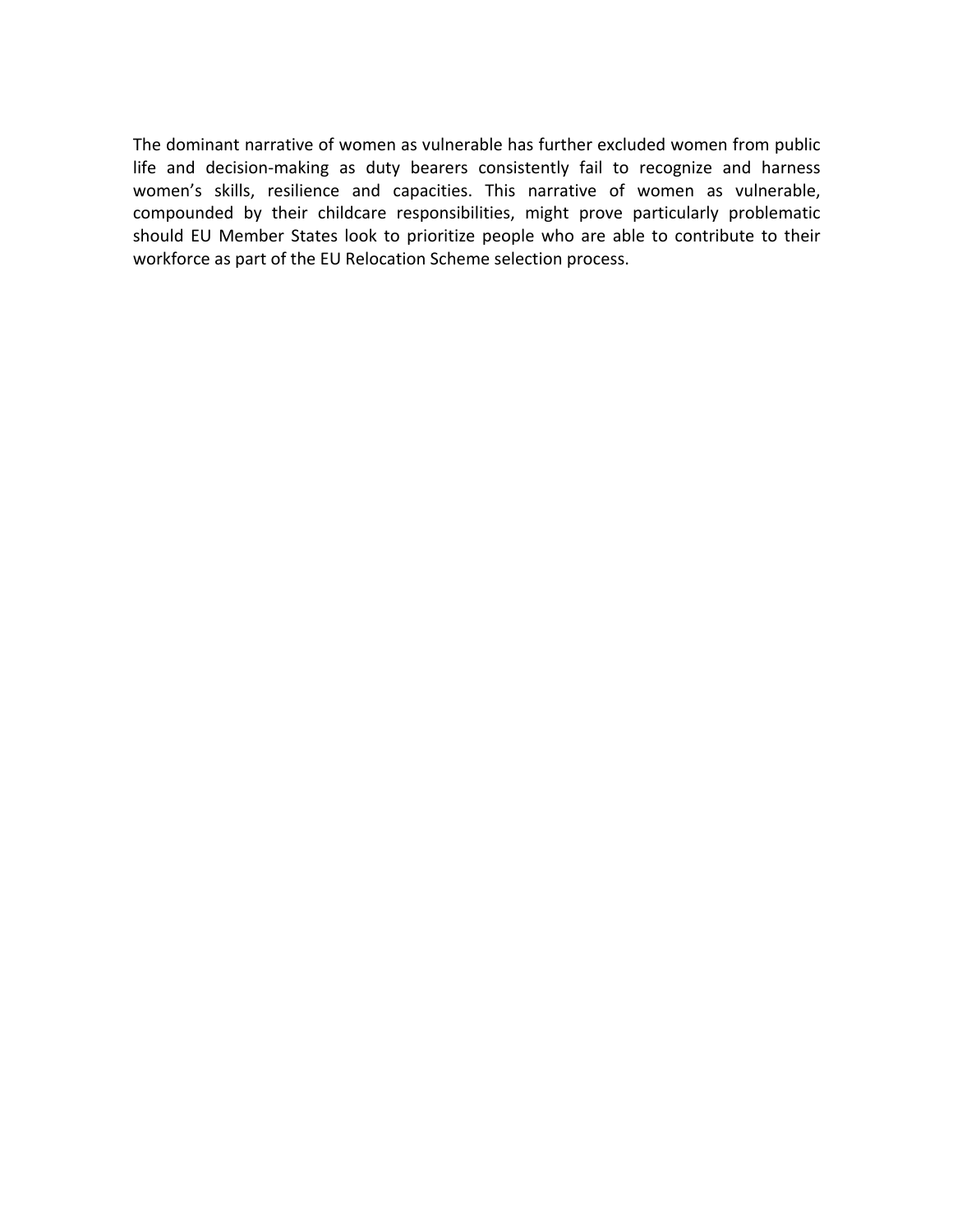The dominant narrative of women as vulnerable has further excluded women from public life and decision-making as duty bearers consistently fail to recognize and harness women's skills, resilience and capacities. This narrative of women as vulnerable, compounded by their childcare responsibilities, might prove particularly problematic should EU Member States look to prioritize people who are able to contribute to their workforce as part of the EU Relocation Scheme selection process.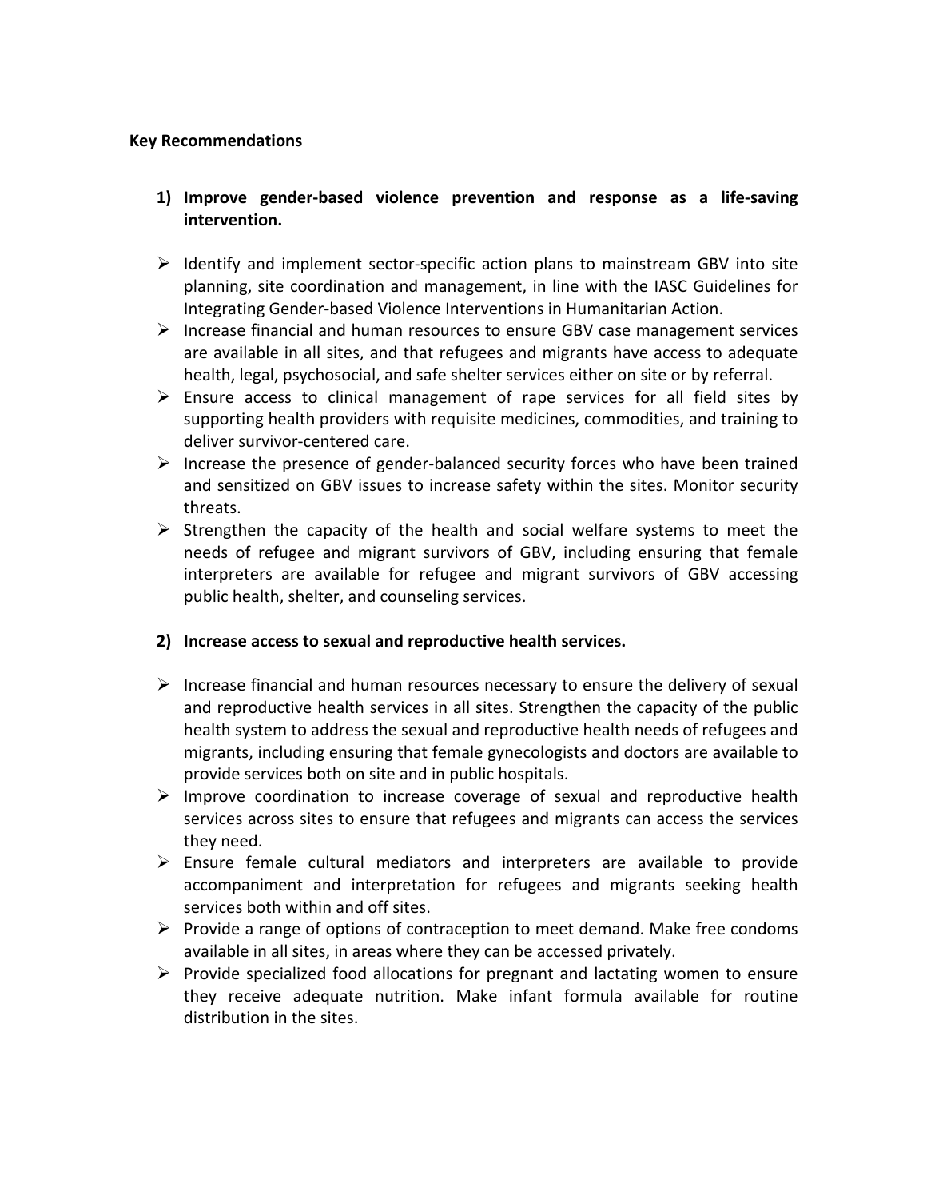**Key Recommendations**

1) **Improve gender-based violence prevention and response as a life-saving intervention.**

- Identify and implement sector-specific action plans to mainstream GBV into site planning, site coordination and management, in line with the IASC Guidelines for Integrating Gender-based Violence Interventions in Humanitarian Action.
- Increase financial and human resources to ensure GBV case management services are available in all sites, and that refugees and migrants have access to adequate health, legal, psychosocial, and safe shelter services either on site or by referral.
- Ensure access to clinical management of rape services for all field sites by supporting health providers with requisite medicines, commodities, and training to deliver survivor-centered care.
- Increase the presence of gender-balanced security forces who have been trained and sensitized on GBV issues to increase safety within the sites. Monitor security threats.
- Strengthen the capacity of the health and social welfare systems to meet the needs of refugee and migrant survivors of GBV, including ensuring that female interpreters are available for refugee and migrant survivors of GBV accessing public health, shelter, and counseling services.

2) **Increase access to sexual and reproductive health services.**

- Increase financial and human resources necessary to ensure the delivery of sexual and reproductive health services in all sites. Strengthen the capacity of the public health system to address the sexual and reproductive health needs of refugees and migrants, including ensuring that female gynecologists and doctors are available to provide services both on site and in public hospitals.
- Improve coordination to increase coverage of sexual and reproductive health services across sites to ensure that refugees and migrants can access the services they need.
- Ensure female cultural mediators and interpreters are available to provide accompaniment and interpretation for refugees and migrants seeking health services both within and off sites.
- Provide a range of options of contraception to meet demand. Make free condoms available in all sites, in areas where they can be accessed privately.
- Provide specialized food allocations for pregnant and lactating women to ensure they receive adequate nutrition. Make infant formula available for routine distribution in the sites.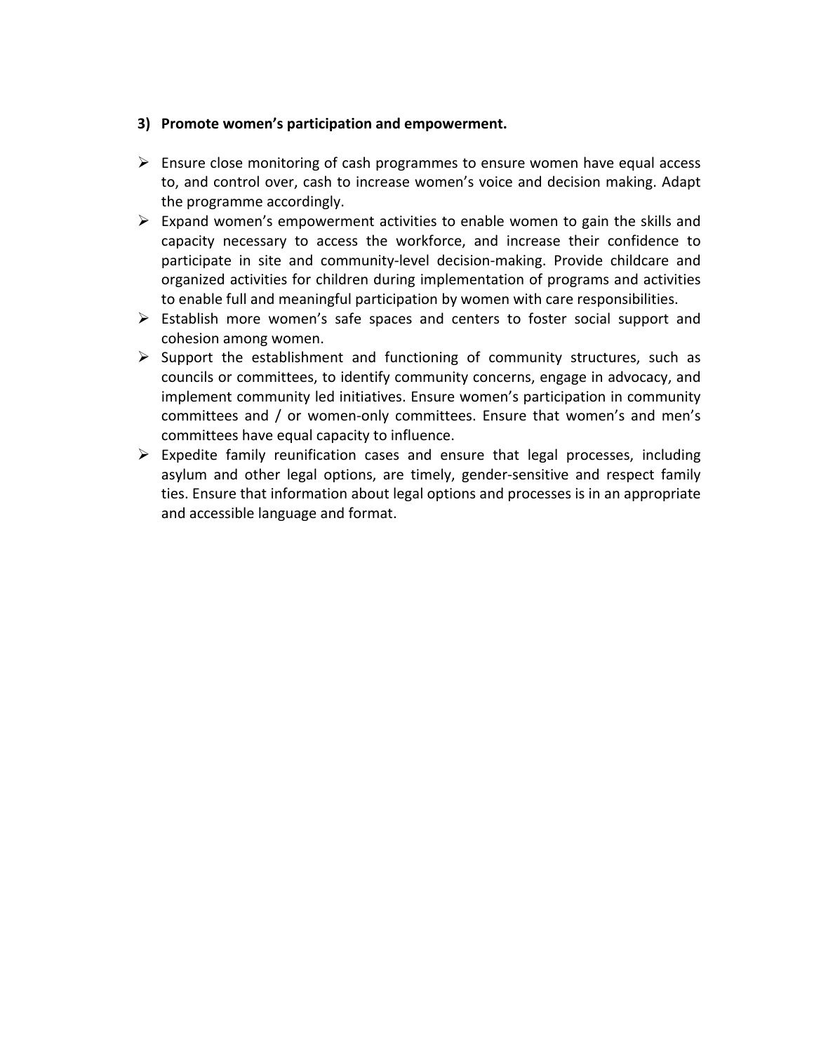**3) Promote women's participation and empowerment.**

- Ensure close monitoring of cash programmes to ensure women have equal access to, and control over, cash to increase women's voice and decision making. Adapt the programme accordingly.
- Expand women's empowerment activities to enable women to gain the skills and capacity necessary to access the workforce, and increase their confidence to participate in site and community-level decision-making. Provide childcare and organized activities for children during implementation of programs and activities to enable full and meaningful participation by women with care responsibilities.
- Establish more women's safe spaces and centers to foster social support and cohesion among women.
- Support the establishment and functioning of community structures, such as councils or committees, to identify community concerns, engage in advocacy, and implement community led initiatives. Ensure women's participation in community committees and / or women-only committees. Ensure that women's and men's committees have equal capacity to influence.
- Expedite family reunification cases and ensure that legal processes, including asylum and other legal options, are timely, gender-sensitive and respect family ties. Ensure that information about legal options and processes is in an appropriate and accessible language and format.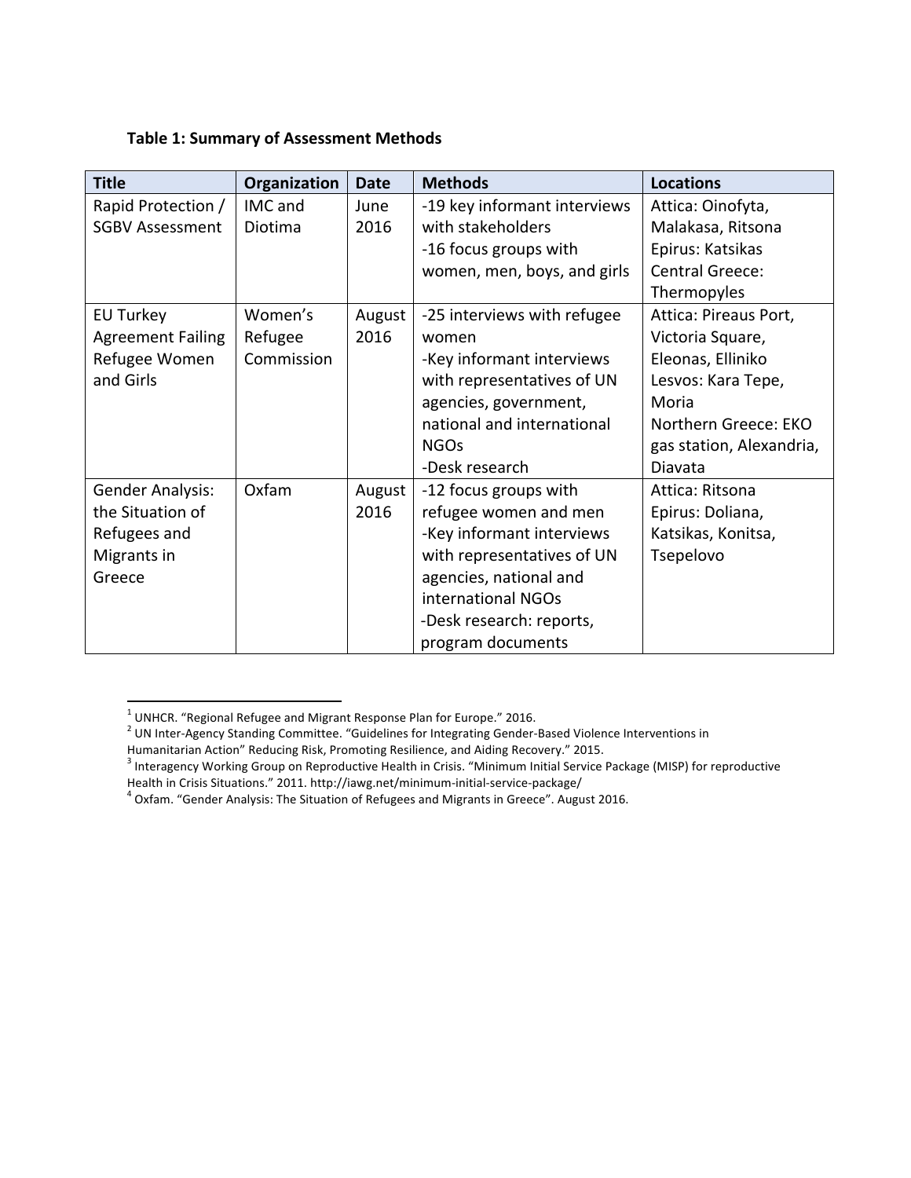**Table 1: Summary of Assessment Methods**

| Title | Organization | Date | Methods | Locations |
|---|---|---|---|---|
| Rapid Protection / SGBV Assessment | IMC and Diotima | June 2016 | -19 key informant interviews with stakeholders<br>-16 focus groups with women, men, boys, and girls | Attica: Oinofyta, Malakasa, Ritsona<br>Epirus: Katsikas<br>Central Greece: Thermopyles |
| EU Turkey Agreement Failing Refugee Women and Girls | Women's Refugee Commission | August 2016 | -25 interviews with refugee women<br>-Key informant interviews with representatives of UN agencies, government, national and international NGOs<br>-Desk research | Attica: Pireaus Port, Victoria Square, Eleonas, Elliniko<br>Lesvos: Kara Tepe, Moria<br>Northern Greece: EKO gas station, Alexandria, Diavata |
| Gender Analysis: the Situation of Refugees and Migrants in Greece | Oxfam | August 2016 | -12 focus groups with refugee women and men<br>-Key informant interviews with representatives of UN agencies, national and international NGOs<br>-Desk research: reports, program documents | Attica: Ritsona<br>Epirus: Doliana, Katsikas, Konitsa, Tsepelovo |

[1] UNHCR. "Regional Refugee and Migrant Response Plan for Europe." 2016.

[2] UN Inter-Agency Standing Committee. "Guidelines for Integrating Gender-Based Violence Interventions in Humanitarian Action" Reducing Risk, Promoting Resilience, and Aiding Recovery." 2015.

[3] Interagency Working Group on Reproductive Health in Crisis. "Minimum Initial Service Package (MISP) for reproductive Health in Crisis Situations." 2011. http://iawg.net/minimum-initial-service-package/

[4] Oxfam. "Gender Analysis: The Situation of Refugees and Migrants in Greece". August 2016.